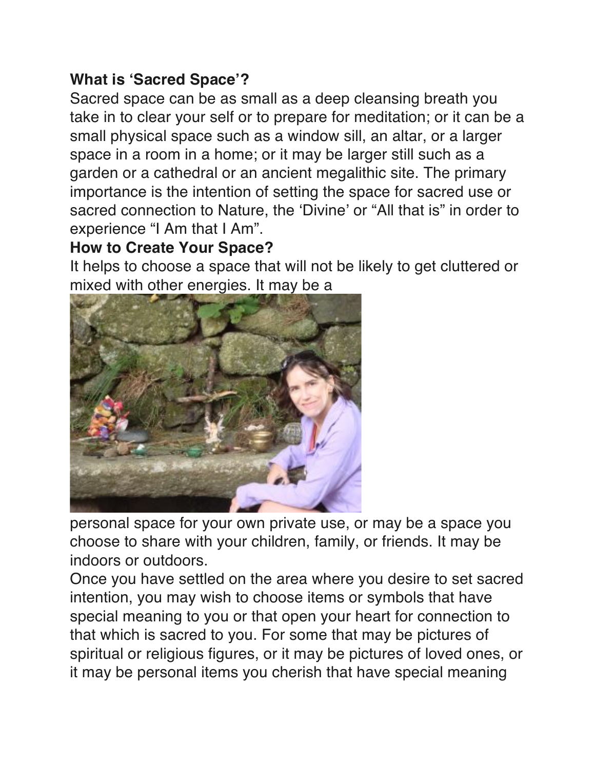**What is 'Sacred Space'?**

Sacred space can be as small as a deep cleansing breath you take in to clear your self or to prepare for meditation; or it can be a small physical space such as a window sill, an altar, or a larger space in a room in a home; or it may be larger still such as a garden or a cathedral or an ancient megalithic site. The primary importance is the intention of setting the space for sacred use or sacred connection to Nature, the 'Divine' or "All that is" in order to experience "I Am that I Am".

**How to Create Your Space?**

It helps to choose a space that will not be likely to get cluttered or mixed with other energies. It may be a personal space for your own private use, or may be a space you choose to share with your children, family, or friends. It may be indoors or outdoors.

Once you have settled on the area where you desire to set sacred intention, you may wish to choose items or symbols that have special meaning to you or that open your heart for connection to that which is sacred to you. For some that may be pictures of spiritual or religious figures, or it may be pictures of loved ones, or it may be personal items you cherish that have special meaning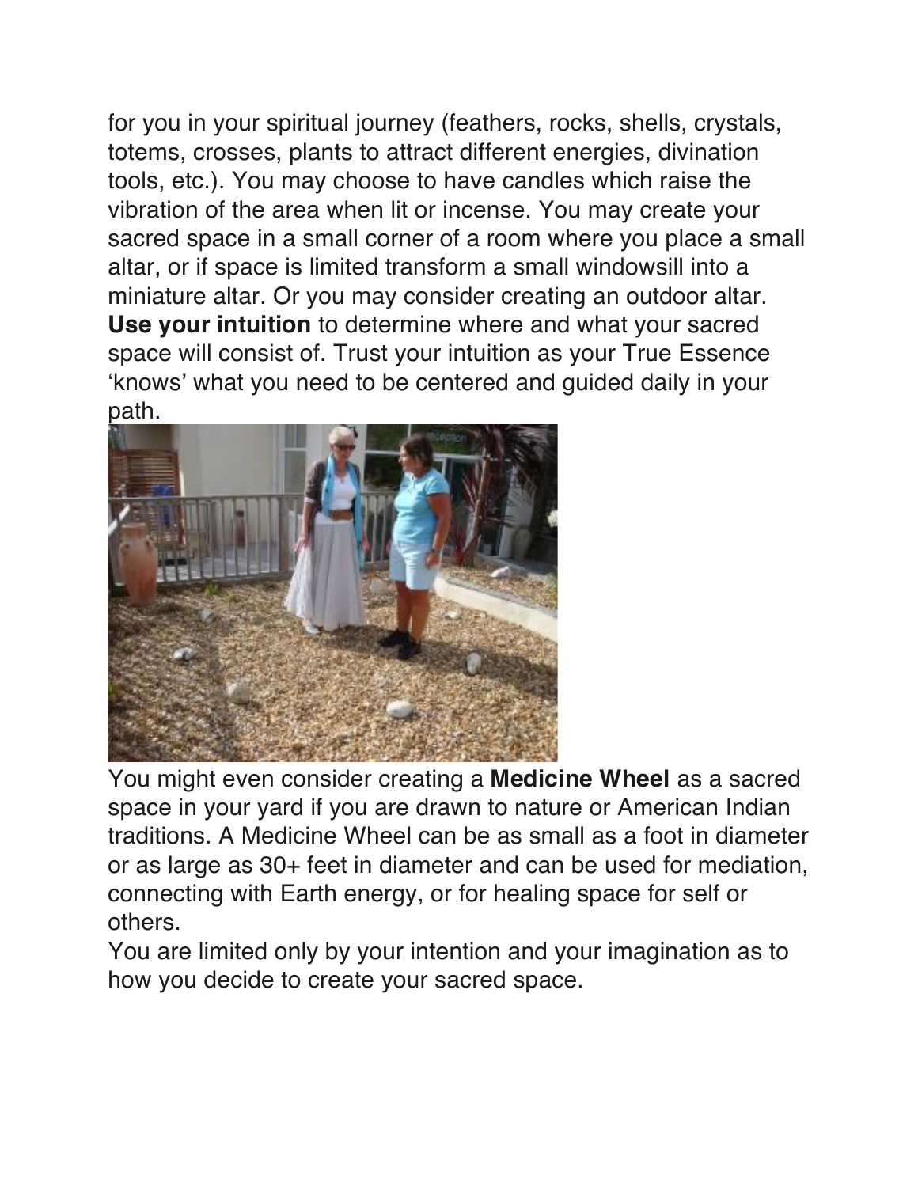for you in your spiritual journey (feathers, rocks, shells, crystals, totems, crosses, plants to attract different energies, divination tools, etc.). You may choose to have candles which raise the vibration of the area when lit or incense. You may create your sacred space in a small corner of a room where you place a small altar, or if space is limited transform a small windowsill into a miniature altar. Or you may consider creating an outdoor altar. **Use your intuition** to determine where and what your sacred space will consist of. Trust your intuition as your True Essence 'knows' what you need to be centered and guided daily in your path.

You might even consider creating a **Medicine Wheel** as a sacred space in your yard if you are drawn to nature or American Indian traditions. A Medicine Wheel can be as small as a foot in diameter or as large as 30+ feet in diameter and can be used for mediation, connecting with Earth energy, or for healing space for self or others.

You are limited only by your intention and your imagination as to how you decide to create your sacred space.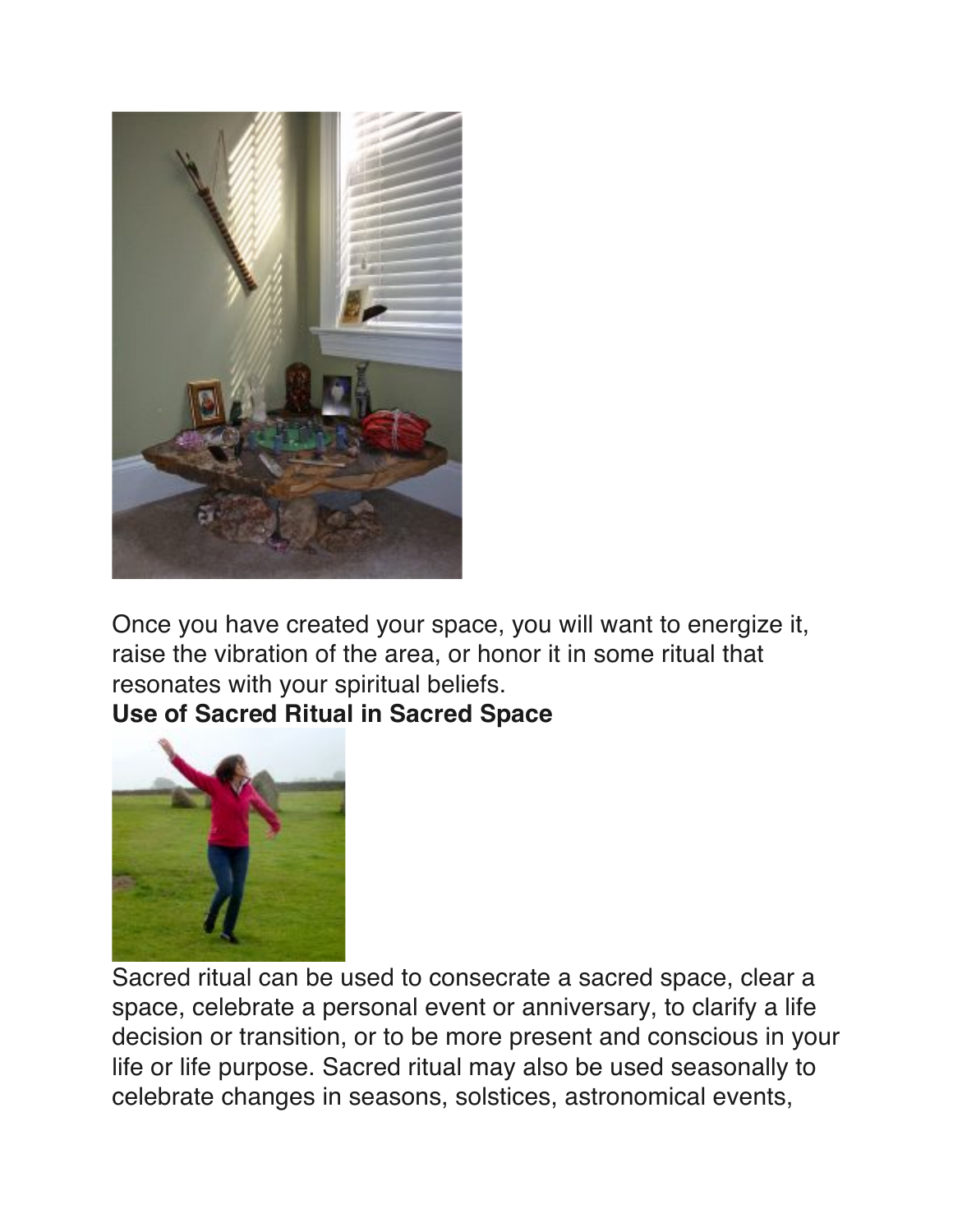Once you have created your space, you will want to energize it, raise the vibration of the area, or honor it in some ritual that resonates with your spiritual beliefs.

**Use of Sacred Ritual in Sacred Space**

Sacred ritual can be used to consecrate a sacred space, clear a space, celebrate a personal event or anniversary, to clarify a life decision or transition, or to be more present and conscious in your life or life purpose. Sacred ritual may also be used seasonally to celebrate changes in seasons, solstices, astronomical events,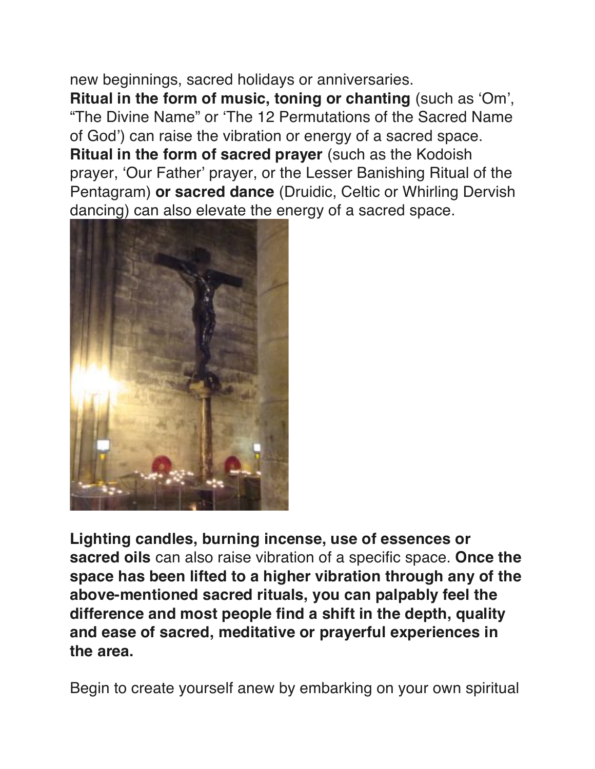new beginnings, sacred holidays or anniversaries.
**Ritual in the form of music, toning or chanting** (such as 'Om', "The Divine Name" or 'The 12 Permutations of the Sacred Name of God') can raise the vibration or energy of a sacred space.
**Ritual in the form of sacred prayer** (such as the Kodoish prayer, 'Our Father' prayer, or the Lesser Banishing Ritual of the Pentagram) **or sacred dance** (Druidic, Celtic or Whirling Dervish dancing) can also elevate the energy of a sacred space.

**Lighting candles, burning incense, use of essences or sacred oils** can also raise vibration of a specific space. **Once the space has been lifted to a higher vibration through any of the above-mentioned sacred rituals, you can palpably feel the difference and most people find a shift in the depth, quality and ease of sacred, meditative or prayerful experiences in the area.**

Begin to create yourself anew by embarking on your own spiritual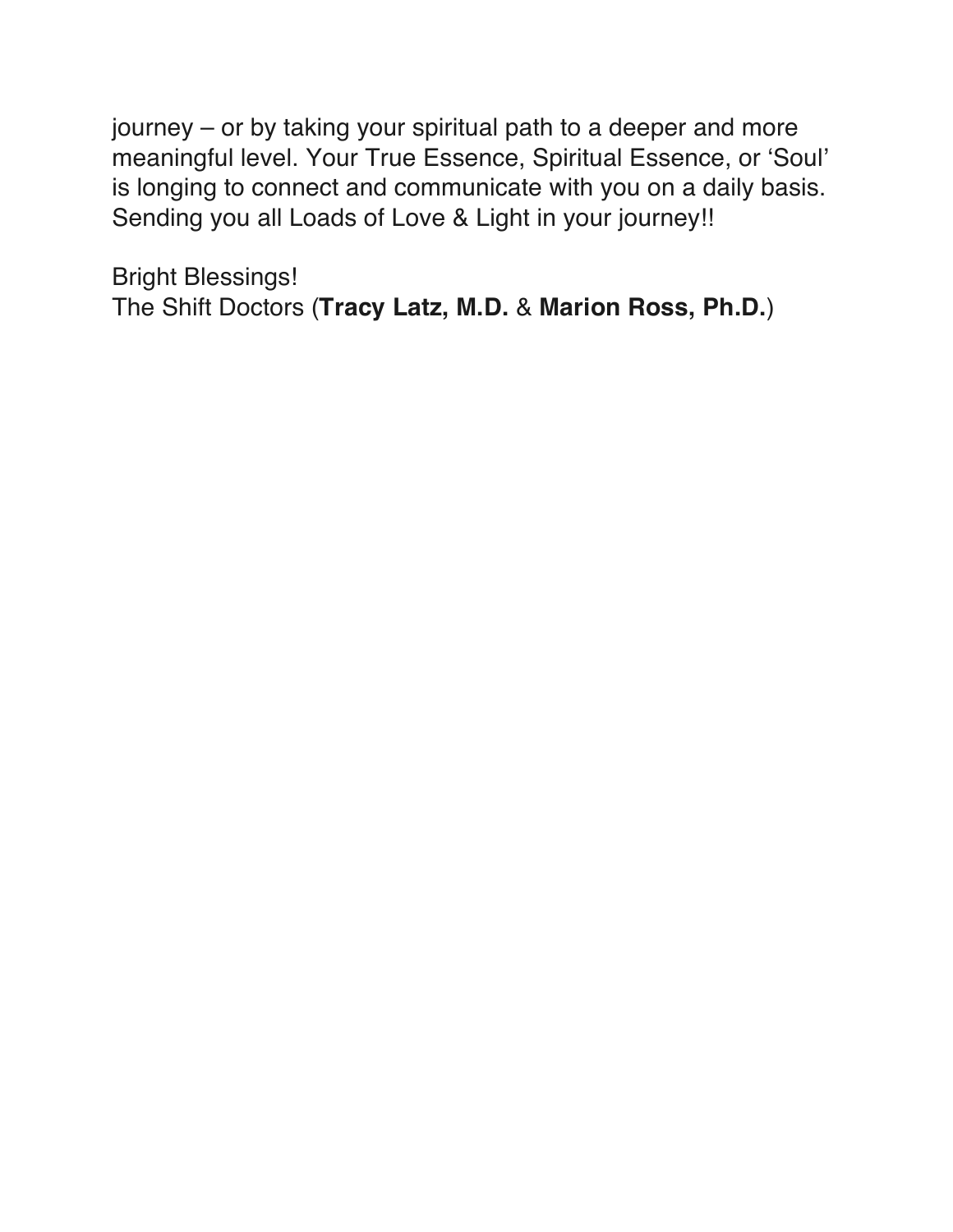journey – or by taking your spiritual path to a deeper and more meaningful level. Your True Essence, Spiritual Essence, or 'Soul' is longing to connect and communicate with you on a daily basis. Sending you all Loads of Love & Light in your journey!!

Bright Blessings!
The Shift Doctors (**Tracy Latz, M.D.** & **Marion Ross, Ph.D.**)